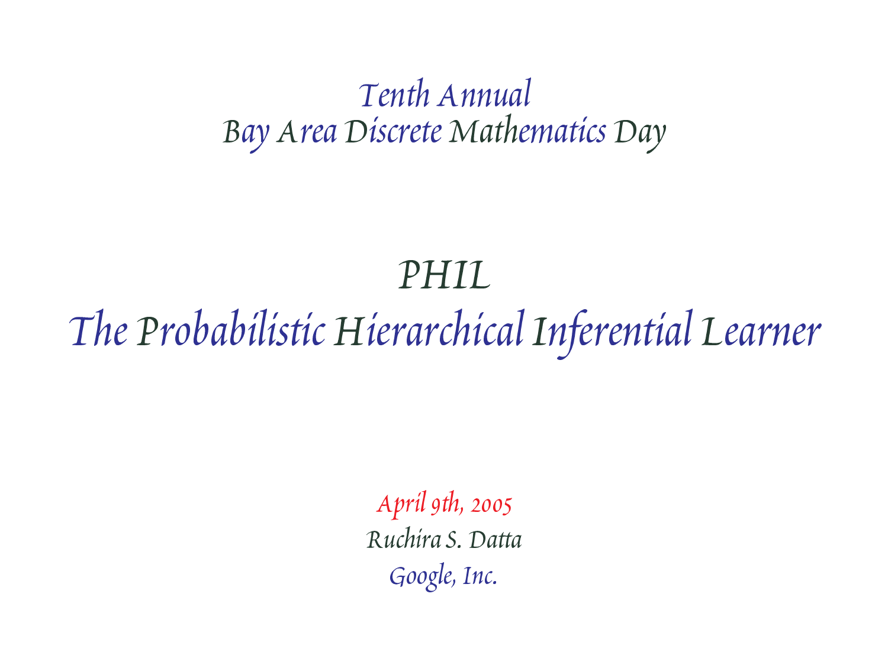Tenth Annual
Bay Area Discrete Mathematics Day

# PHIL
# The Probabilistic Hierarchical Inferential Learner

April 9th, 2005

Ruchira S. Datta

Google, Inc.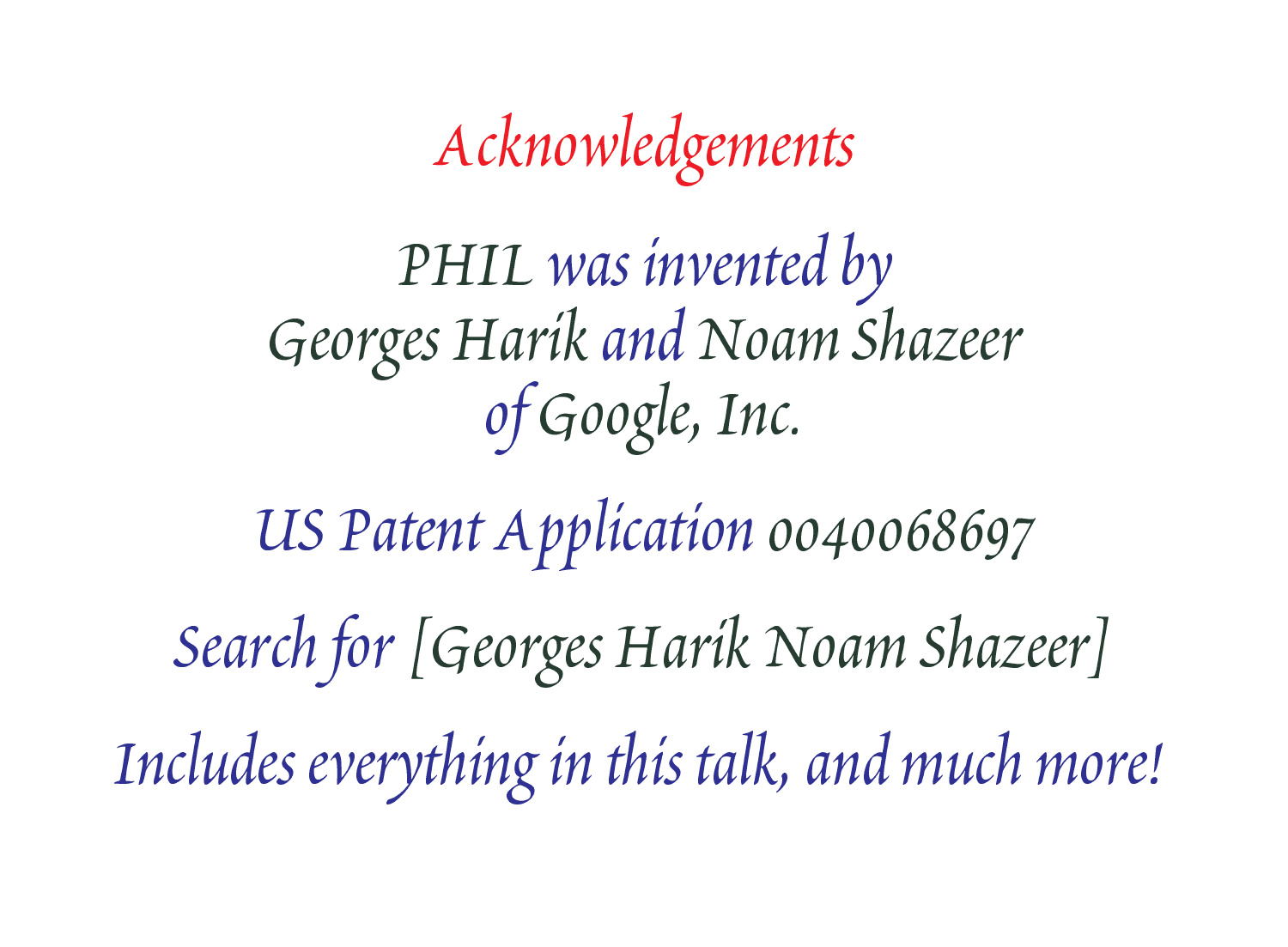# Acknowledgements

PHIL was invented by
Georges Harik and Noam Shazeer
of Google, Inc.

US Patent Application 0040068697

Search for [Georges Harik Noam Shazeer]

Includes everything in this talk, and much more!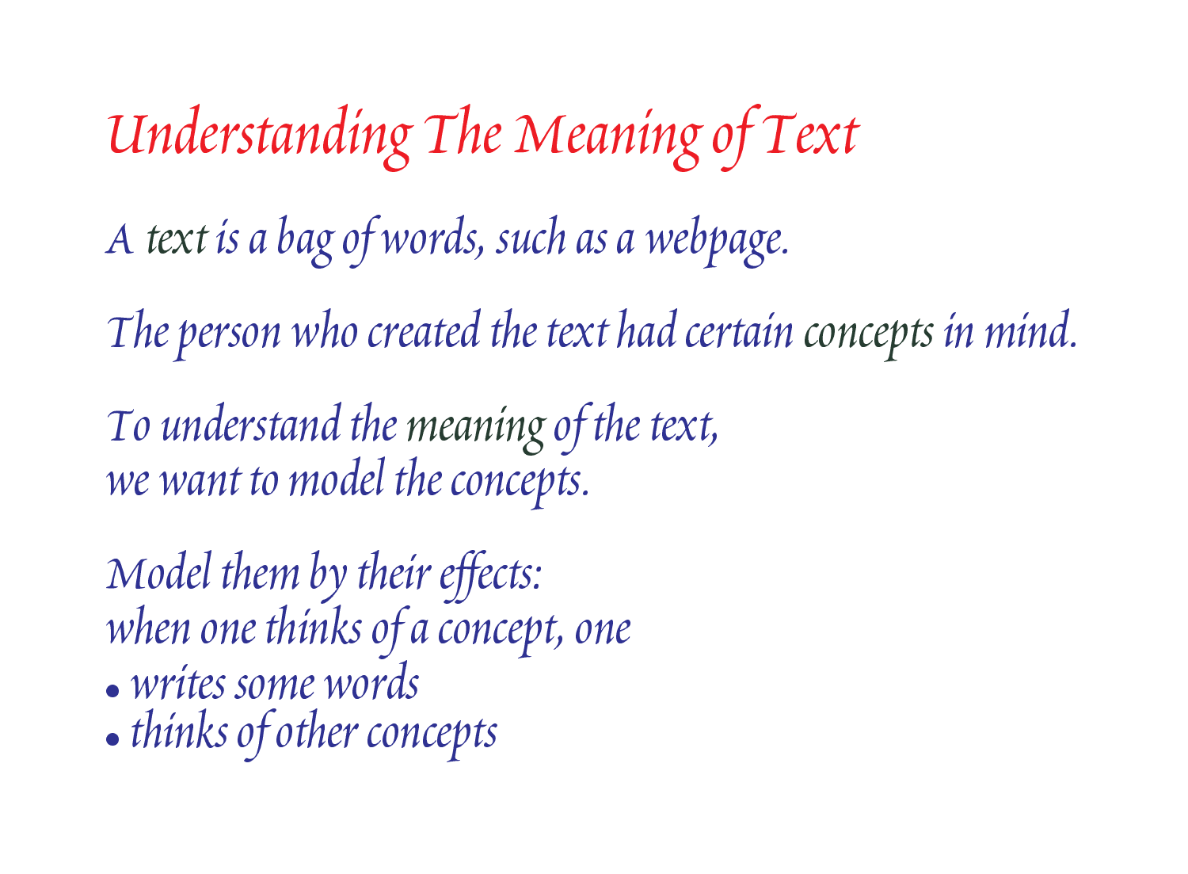# Understanding The Meaning of Text

A text is a bag of words, such as a webpage.

The person who created the text had certain concepts in mind.

To understand the meaning of the text,
we want to model the concepts.

Model them by their effects:
when one thinks of a concept, one

- writes some words
- thinks of other concepts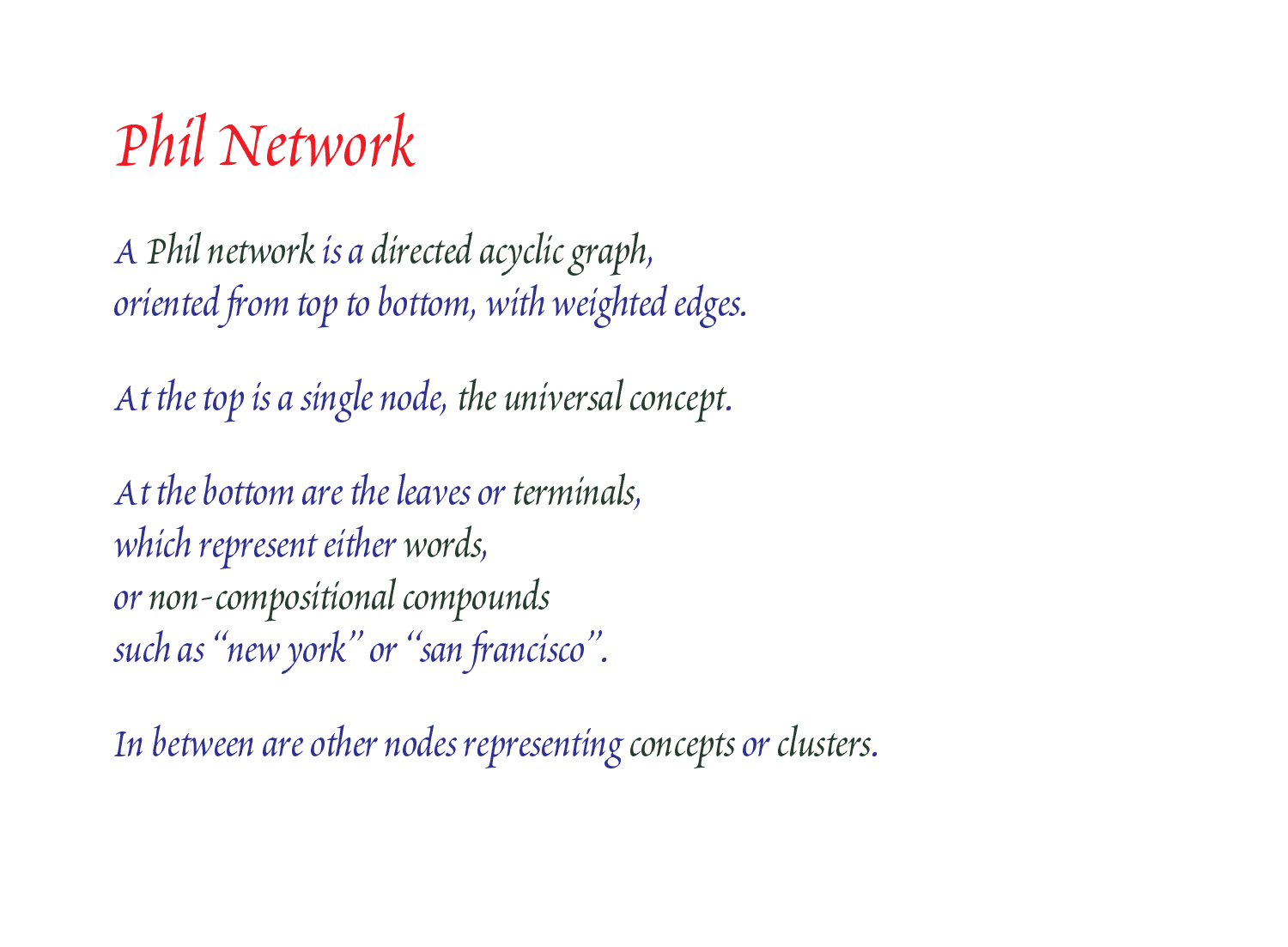# *Phil Network*

*A Phil network is a directed acyclic graph,*
*oriented from top to bottom, with weighted edges.*

*At the top is a single node, the universal concept.*

*At the bottom are the leaves or terminals,*
*which represent either words,*
*or non-compositional compounds*
*such as "new york" or "san francisco".*

*In between are other nodes representing concepts or clusters.*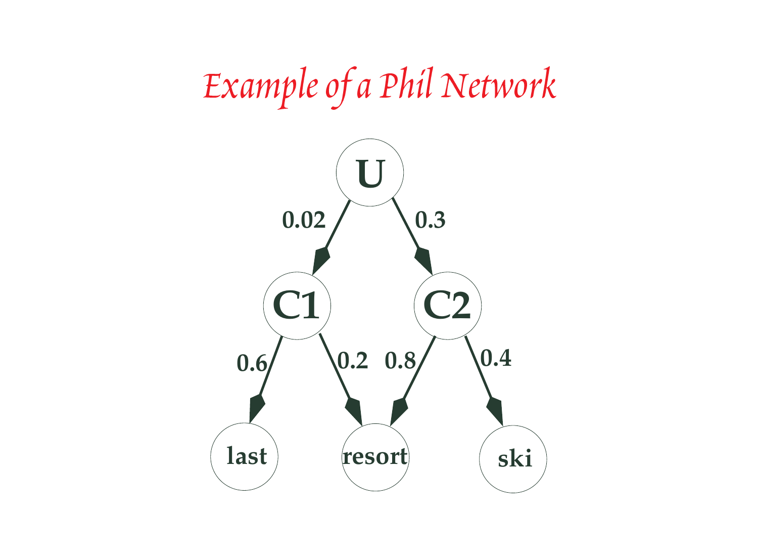# Example of a Phil Network

U

0.02

0.3

C1

C2

0.6

0.2

0.8

0.4

last

resort

ski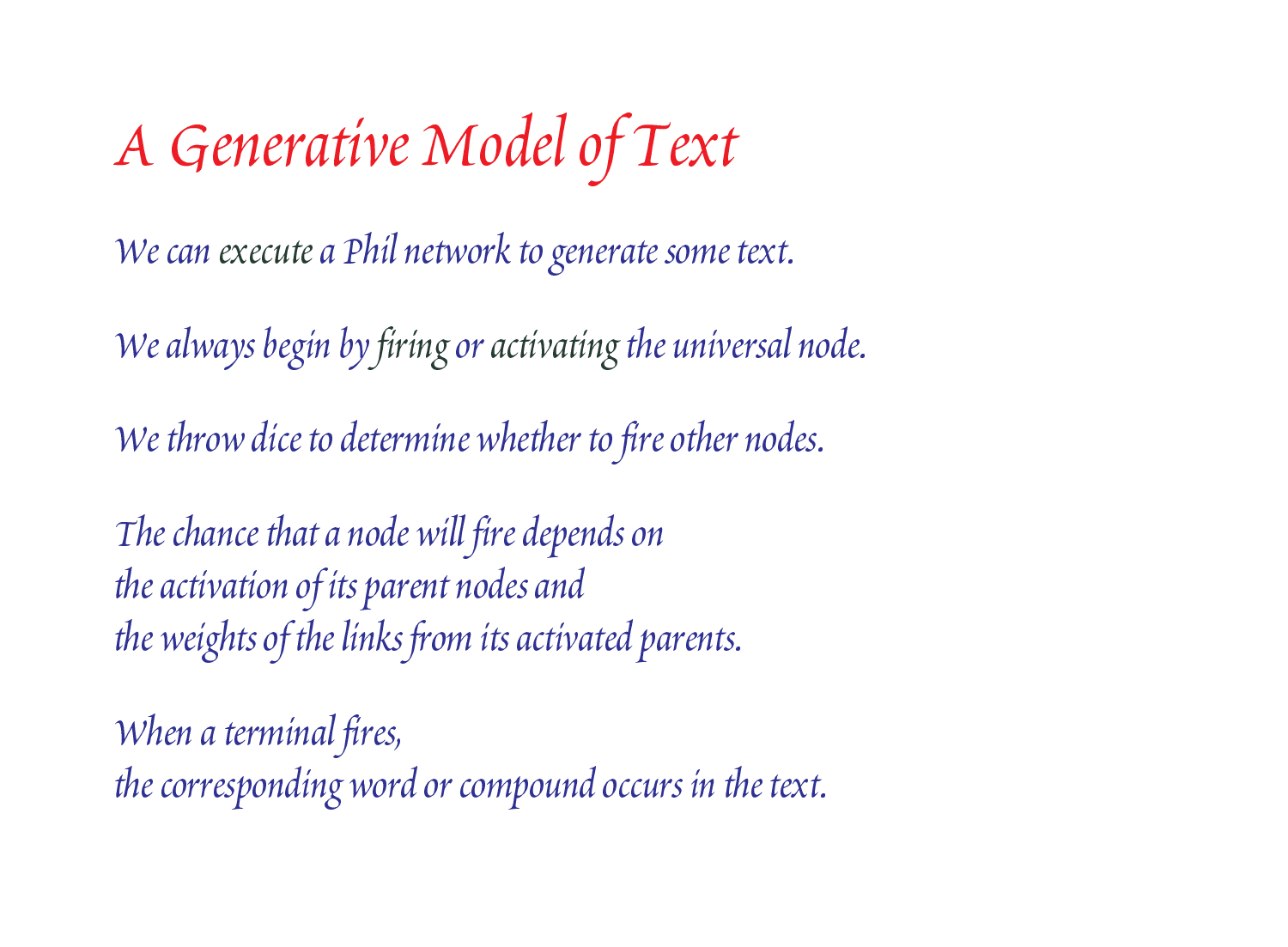# A Generative Model of Text

We can execute a Phil network to generate some text.

We always begin by firing or activating the universal node.

We throw dice to determine whether to fire other nodes.

The chance that a node will fire depends on
the activation of its parent nodes and
the weights of the links from its activated parents.

When a terminal fires,
the corresponding word or compound occurs in the text.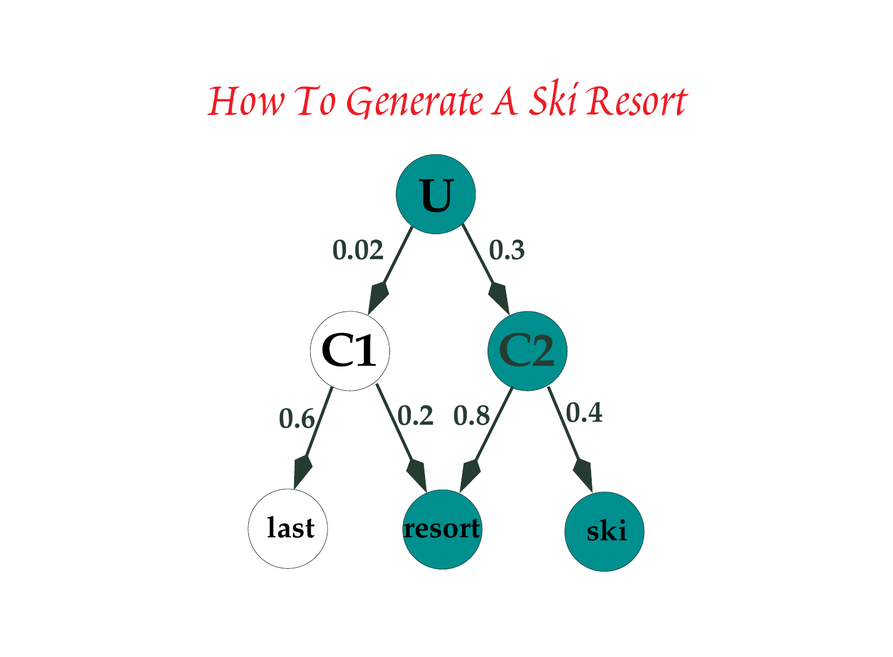# How To Generate A Ski Resort

U

0.02

0.3

C1

C2

0.6

0.2

0.8

0.4

last

resort

ski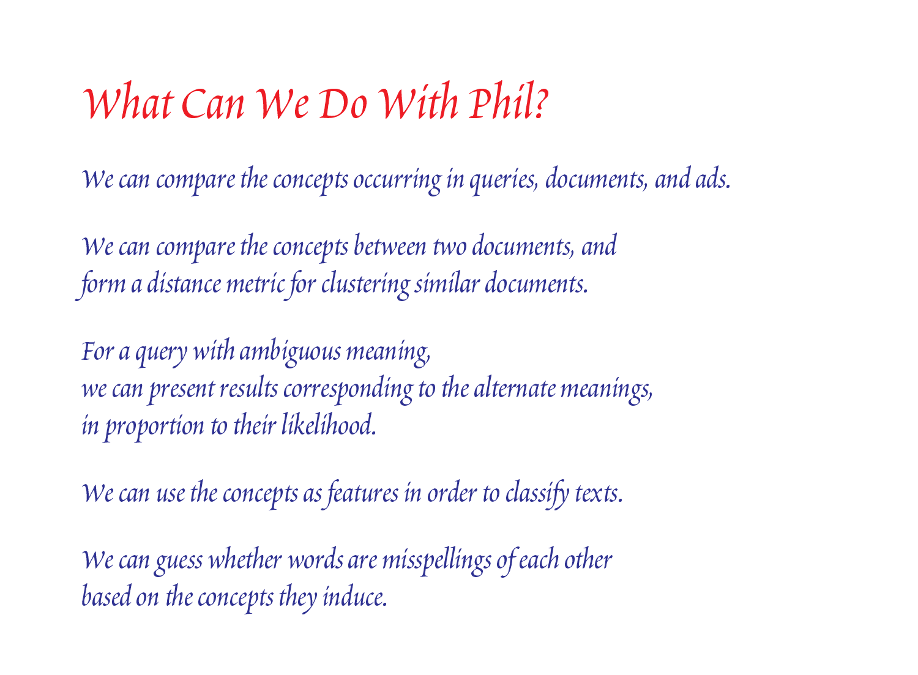# What Can We Do With Phil?

We can compare the concepts occurring in queries, documents, and ads.

We can compare the concepts between two documents, and
form a distance metric for clustering similar documents.

For a query with ambiguous meaning,
we can present results corresponding to the alternate meanings,
in proportion to their likelihood.

We can use the concepts as features in order to classify texts.

We can guess whether words are misspellings of each other
based on the concepts they induce.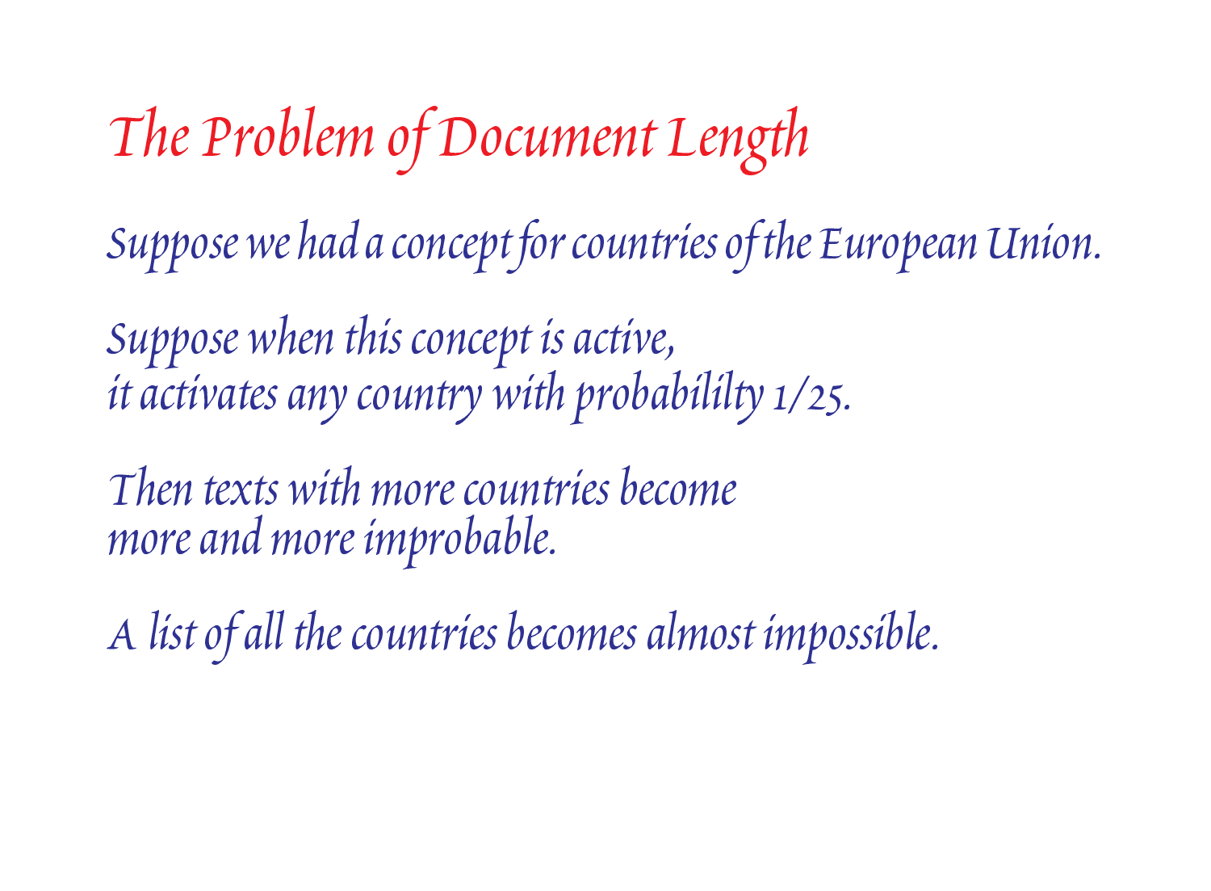# The Problem of Document Length

Suppose we had a concept for countries of the European Union.

Suppose when this concept is active,
it activates any country with probabililty 1/25.

Then texts with more countries become
more and more improbable.

A list of all the countries becomes almost impossible.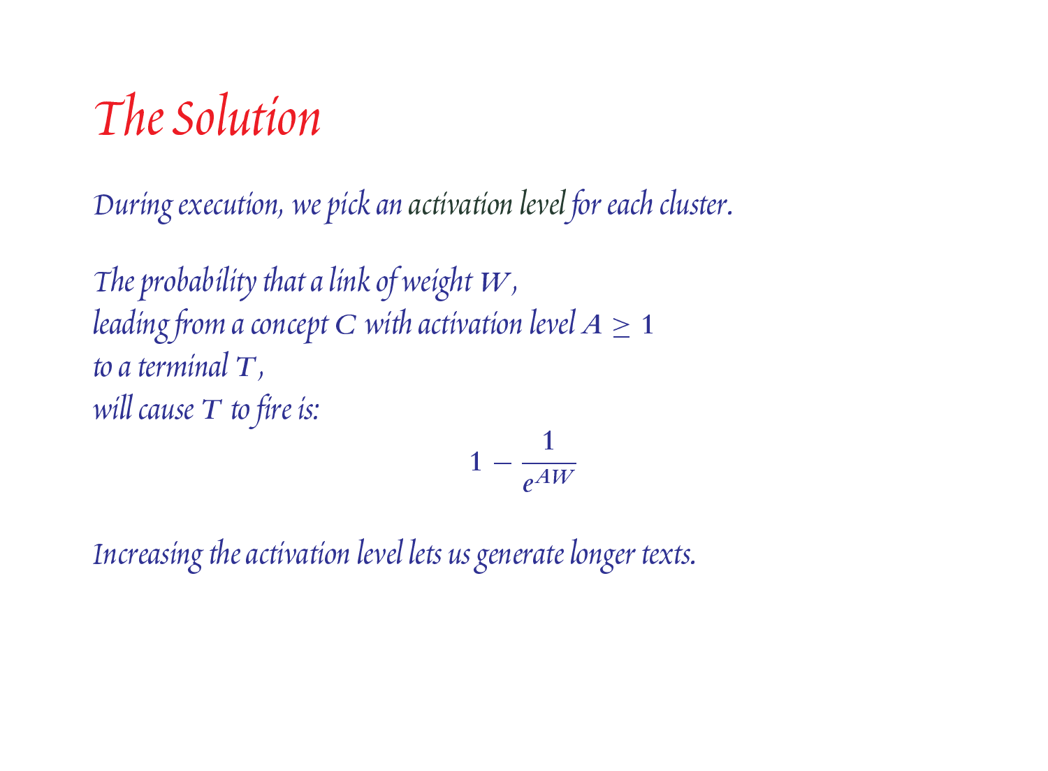# The Solution

During execution, we pick an activation level for each cluster.

The probability that a link of weight $W$,
leading from a concept $C$ with activation level $A \geq 1$
to a terminal $T$,
will cause $T$ to fire is:

$$1 - \frac{1}{e^{AW}}$$

Increasing the activation level lets us generate longer texts.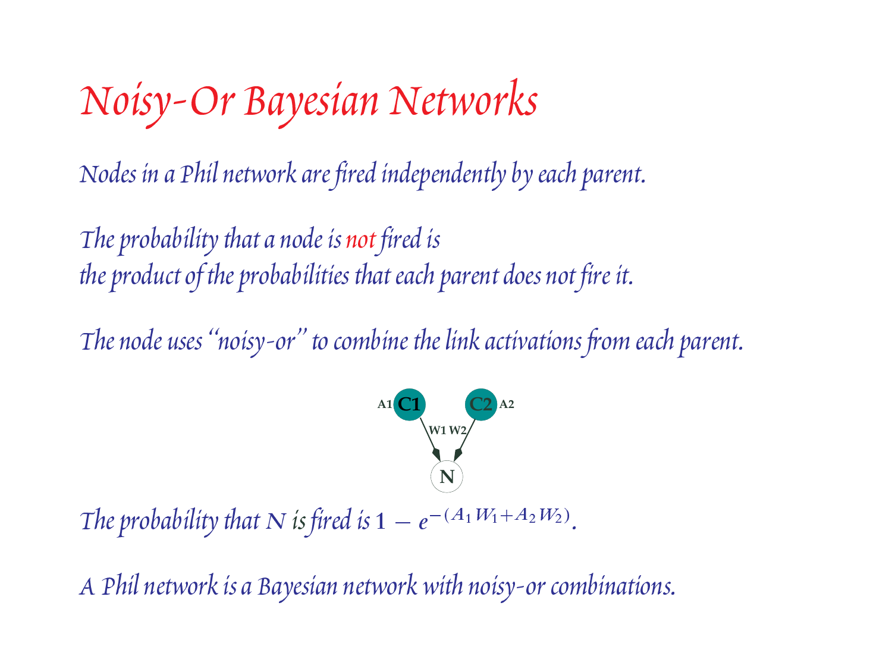# Noisy-Or Bayesian Networks

Nodes in a Phil network are fired independently by each parent.

The probability that a node is not fired is
the product of the probabilities that each parent does not fire it.

The node uses "noisy-or" to combine the link activations from each parent.

A1 C1
C2 A2
W1 W2
N

The probability that N is fired is $1 - e^{-(A_1 W_1 + A_2 W_2)}$.

A Phil network is a Bayesian network with noisy-or combinations.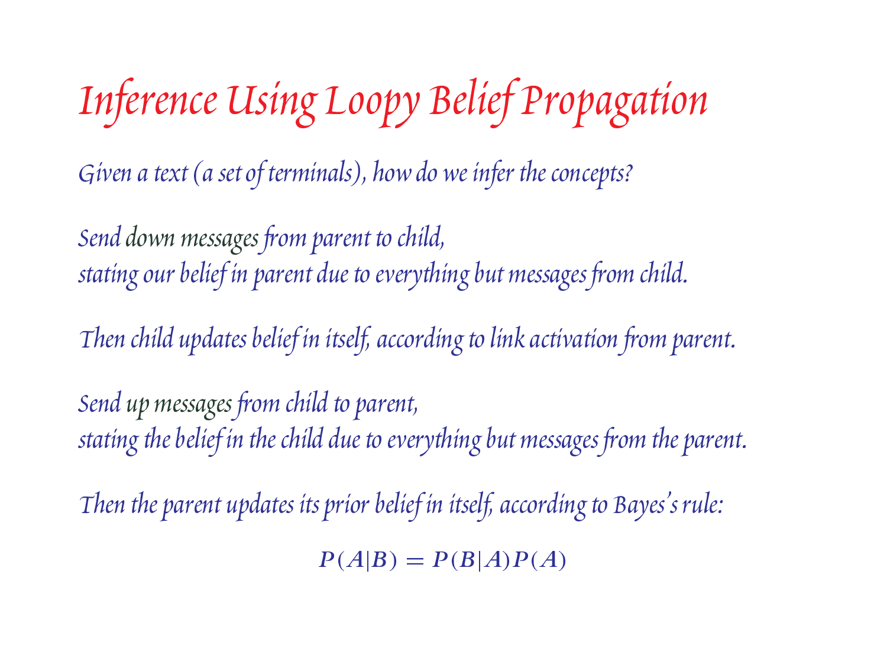# Inference Using Loopy Belief Propagation

Given a text (a set of terminals), how do we infer the concepts?

Send down messages from parent to child,
stating our belief in parent due to everything but messages from child.

Then child updates belief in itself, according to link activation from parent.

Send up messages from child to parent,
stating the belief in the child due to everything but messages from the parent.

Then the parent updates its prior belief in itself, according to Bayes's rule:

$$P(A|B) = P(B|A)P(A)$$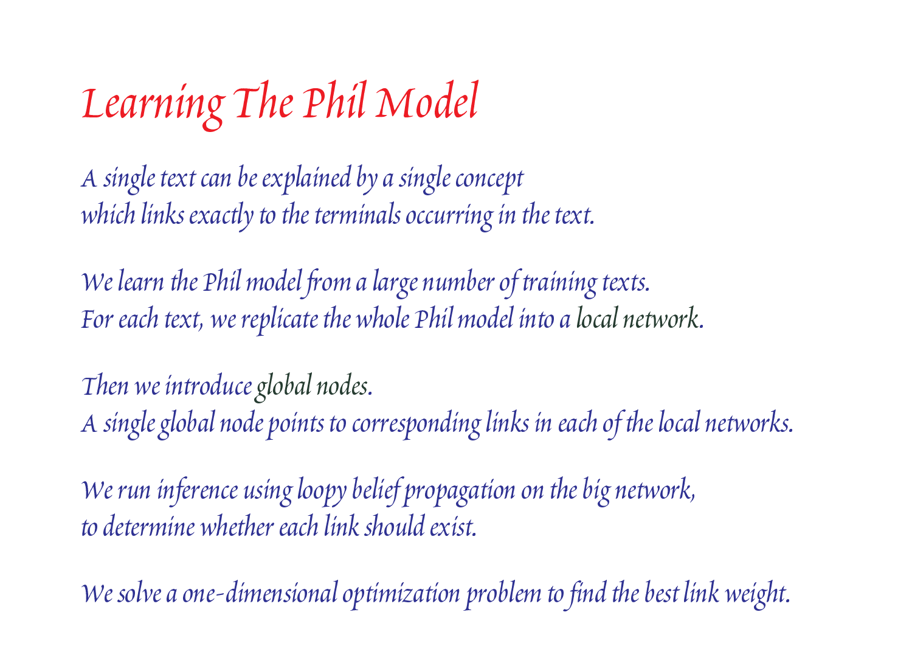# Learning The Phil Model

*A single text can be explained by a single concept*
*which links exactly to the terminals occurring in the text.*

*We learn the Phil model from a large number of training texts.*
*For each text, we replicate the whole Phil model into a local network.*

*Then we introduce global nodes.*
*A single global node points to corresponding links in each of the local networks.*

*We run inference using loopy belief propagation on the big network,*
*to determine whether each link should exist.*

*We solve a one-dimensional optimization problem to find the best link weight.*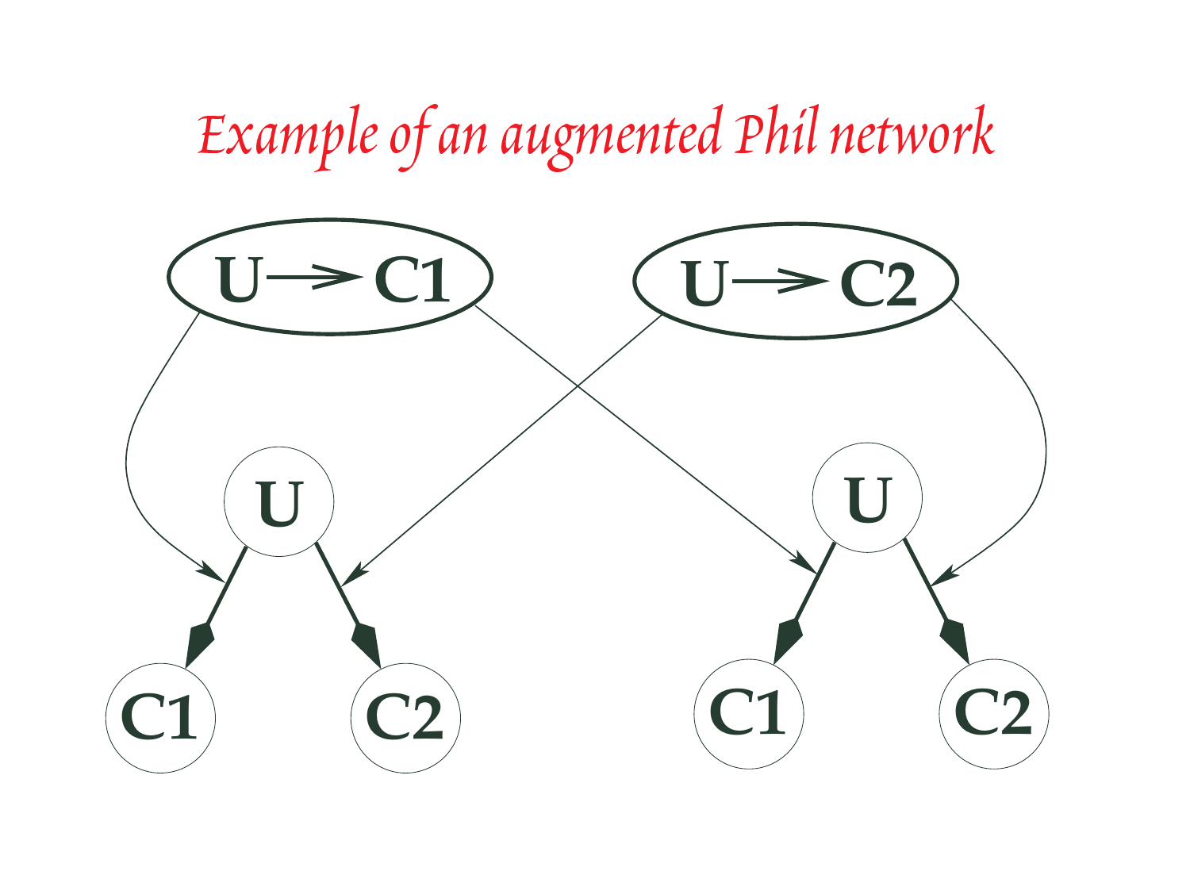*Example of an augmented Phil network*

U→C1

U→C2

U

U

C1

C2

C1

C2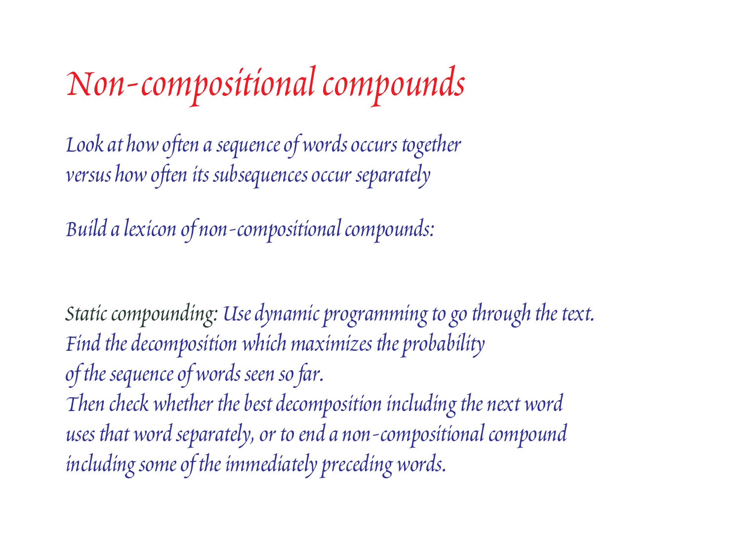# Non-compositional compounds

Look at how often a sequence of words occurs together
versus how often its subsequences occur separately

Build a lexicon of non-compositional compounds:

Static compounding: Use dynamic programming to go through the text.
Find the decomposition which maximizes the probability
of the sequence of words seen so far.
Then check whether the best decomposition including the next word
uses that word separately, or to end a non-compositional compound
including some of the immediately preceding words.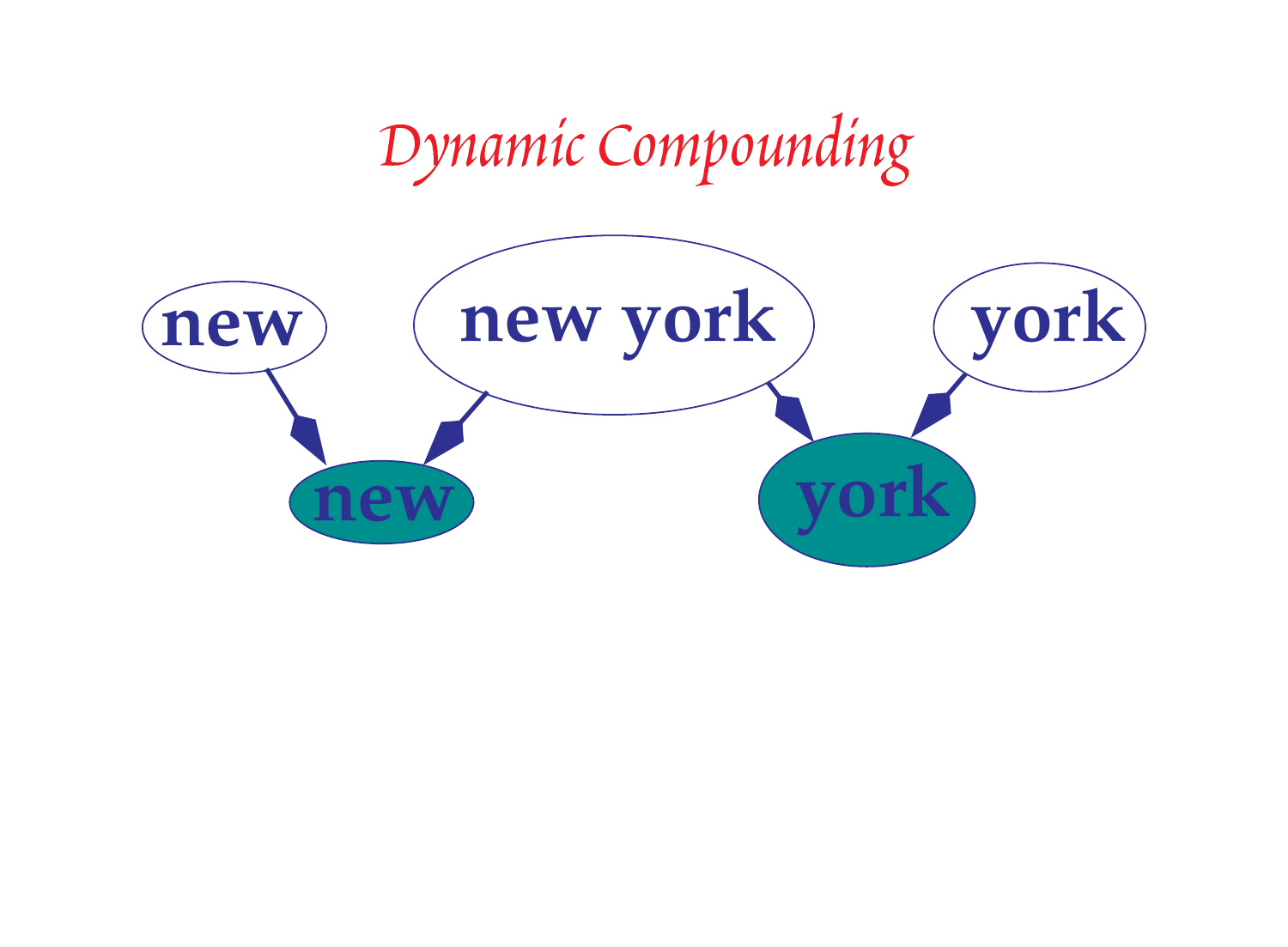# *Dynamic Compounding*

new

new york

york

new

york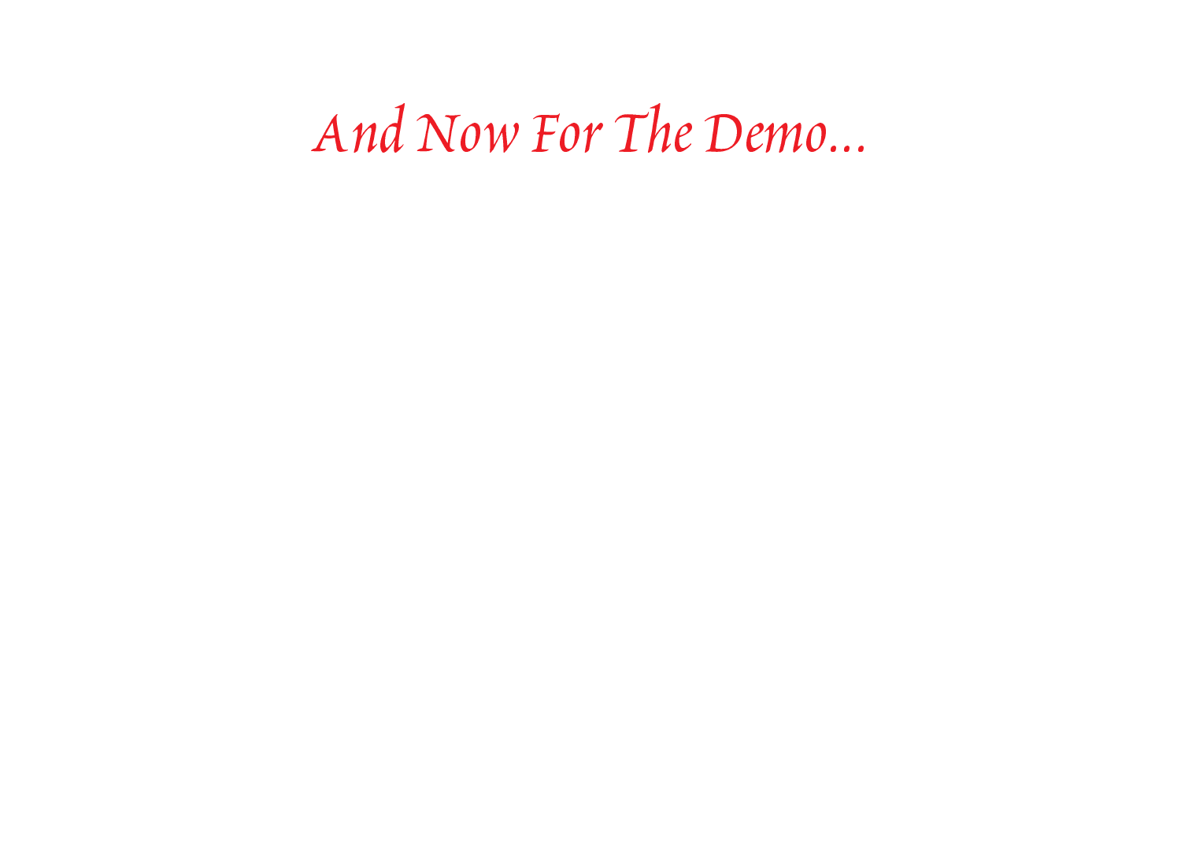# *And Now For The Demo...*